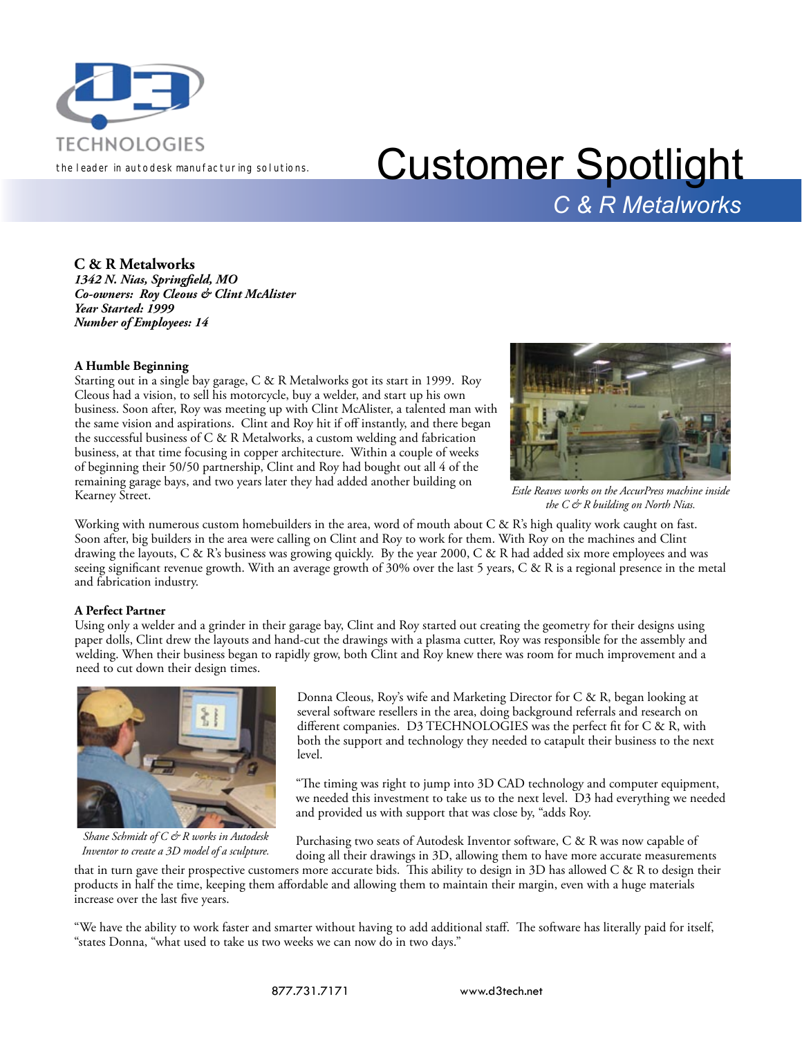TECHNOLOGIES

the leader in autodesk manufacturing solutions.

# Customer Spotlight

## C & R Metalworks

**C & R Metalworks**
***1342 N. Nias, Springfield, MO***
***Co-owners: Roy Cleous & Clint McAlister***
***Year Started: 1999***
***Number of Employees: 14***

### A Humble Beginning

Starting out in a single bay garage, C & R Metalworks got its start in 1999. Roy Cleous had a vision, to sell his motorcycle, buy a welder, and start up his own business. Soon after, Roy was meeting up with Clint McAlister, a talented man with the same vision and aspirations. Clint and Roy hit if off instantly, and there began the successful business of C & R Metalworks, a custom welding and fabrication business, at that time focusing in copper architecture. Within a couple of weeks of beginning their 50/50 partnership, Clint and Roy had bought out all 4 of the remaining garage bays, and two years later they had added another building on Kearney Street.

*Estle Reaves works on the AccurPress machine inside the C & R building on North Nias.*

Working with numerous custom homebuilders in the area, word of mouth about C & R's high quality work caught on fast. Soon after, big builders in the area were calling on Clint and Roy to work for them. With Roy on the machines and Clint drawing the layouts, C & R's business was growing quickly. By the year 2000, C & R had added six more employees and was seeing significant revenue growth. With an average growth of 30% over the last 5 years, C & R is a regional presence in the metal and fabrication industry.

### A Perfect Partner

Using only a welder and a grinder in their garage bay, Clint and Roy started out creating the geometry for their designs using paper dolls, Clint drew the layouts and hand-cut the drawings with a plasma cutter, Roy was responsible for the assembly and welding. When their business began to rapidly grow, both Clint and Roy knew there was room for much improvement and a need to cut down their design times.

*Shane Schmidt of C & R works in Autodesk Inventor to create a 3D model of a sculpture.*

Donna Cleous, Roy's wife and Marketing Director for C & R, began looking at several software resellers in the area, doing background referrals and research on different companies. D3 TECHNOLOGIES was the perfect fit for C & R, with both the support and technology they needed to catapult their business to the next level.

"The timing was right to jump into 3D CAD technology and computer equipment, we needed this investment to take us to the next level. D3 had everything we needed and provided us with support that was close by, "adds Roy.

Purchasing two seats of Autodesk Inventor software, C & R was now capable of doing all their drawings in 3D, allowing them to have more accurate measurements that in turn gave their prospective customers more accurate bids. This ability to design in 3D has allowed C & R to design their products in half the time, keeping them affordable and allowing them to maintain their margin, even with a huge materials increase over the last five years.

"We have the ability to work faster and smarter without having to add additional staff. The software has literally paid for itself, "states Donna, "what used to take us two weeks we can now do in two days."

877.731.7171 www.d3tech.net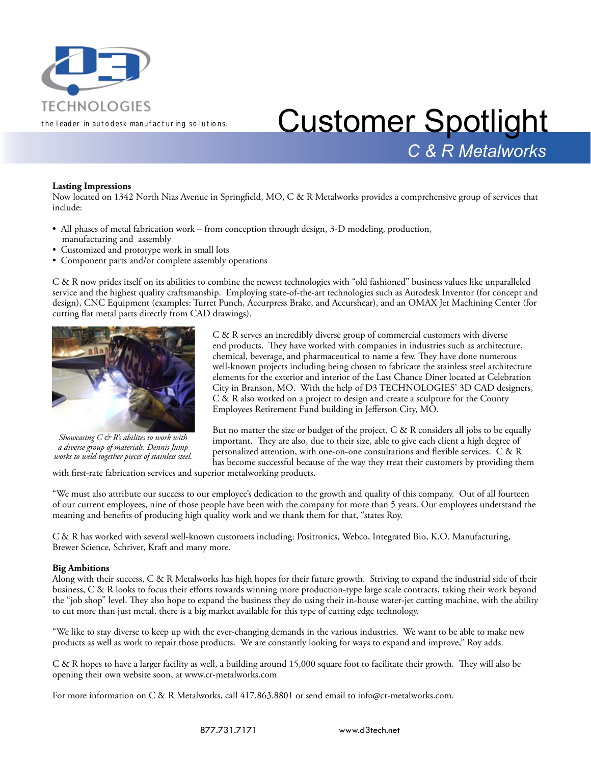TECHNOLOGIES

the leader in autodesk manufacturing solutions.

# Customer Spotlight

## C & R Metalworks

**Lasting Impressions**

Now located on 1342 North Nias Avenue in Springfield, MO, C & R Metalworks provides a comprehensive group of services that include:

- All phases of metal fabrication work – from conception through design, 3-D modeling, production, manufacturing and assembly
- Customized and prototype work in small lots
- Component parts and/or complete assembly operations

C & R now prides itself on its abilities to combine the newest technologies with "old fashioned" business values like unparalleled service and the highest quality craftsmanship. Employing state-of-the-art technologies such as Autodesk Inventor (for concept and design), CNC Equipment (examples: Turret Punch, Accurpress Brake, and Accurshear), and an OMAX Jet Machining Center (for cutting flat metal parts directly from CAD drawings).

*Showcasing C & R's abilities to work with a diverse group of materials, Dennis Jump works to weld together pieces of stainless steel.*

C & R serves an incredibly diverse group of commercial customers with diverse end products. They have worked with companies in industries such as architecture, chemical, beverage, and pharmaceutical to name a few. They have done numerous well-known projects including being chosen to fabricate the stainless steel architecture elements for the exterior and interior of the Last Chance Diner located at Celebration City in Branson, MO. With the help of D3 TECHNOLOGIES' 3D CAD designers, C & R also worked on a project to design and create a sculpture for the County Employees Retirement Fund building in Jefferson City, MO.

But no matter the size or budget of the project, C & R considers all jobs to be equally important. They are also, due to their size, able to give each client a high degree of personalized attention, with one-on-one consultations and flexible services. C & R has become successful because of the way they treat their customers by providing them with first-rate fabrication services and superior metalworking products.

"We must also attribute our success to our employee's dedication to the growth and quality of this company. Out of all fourteen of our current employees, nine of those people have been with the company for more than 5 years. Our employees understand the meaning and benefits of producing high quality work and we thank them for that, "states Roy.

C & R has worked with several well-known customers including: Positronics, Webco, Integrated Bio, K.O. Manufacturing, Brewer Science, Schriver, Kraft and many more.

**Big Ambitions**

Along with their success, C & R Metalworks has high hopes for their future growth. Striving to expand the industrial side of their business, C & R looks to focus their efforts towards winning more production-type large scale contracts, taking their work beyond the "job shop" level. They also hope to expand the business they do using their in-house water-jet cutting machine, with the ability to cut more than just metal, there is a big market available for this type of cutting edge technology.

"We like to stay diverse to keep up with the ever-changing demands in the various industries. We want to be able to make new products as well as work to repair those products. We are constantly looking for ways to expand and improve," Roy adds.

C & R hopes to have a larger facility as well, a building around 15,000 square foot to facilitate their growth. They will also be opening their own website soon, at www.cr-metalworks.com

For more information on C & R Metalworks, call 417.863.8801 or send email to info@cr-metalworks.com.

877.731.7171 www.d3tech.net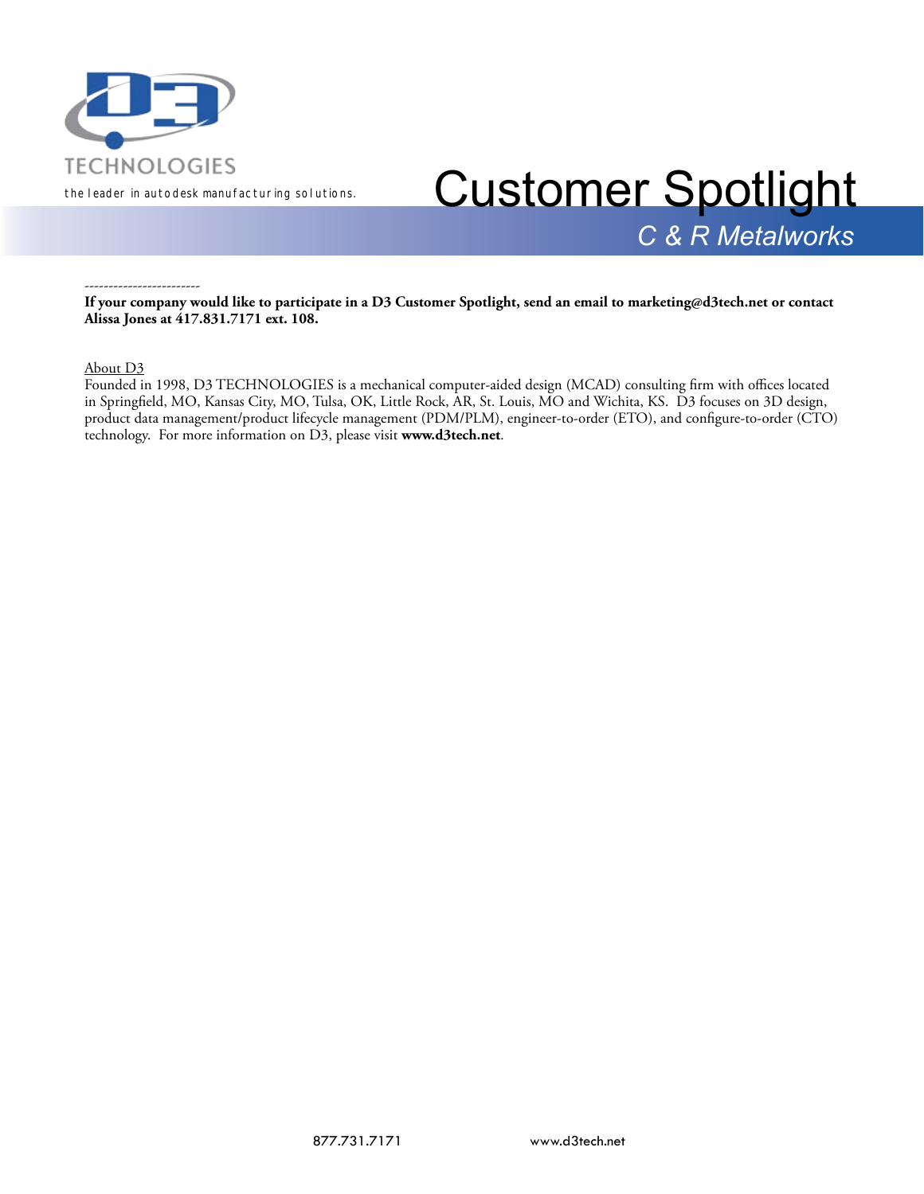TECHNOLOGIES

the leader in autodesk manufacturing solutions.

# Customer Spotlight

*C & R Metalworks*

------------------------

**If your company would like to participate in a D3 Customer Spotlight, send an email to marketing@d3tech.net or contact Alissa Jones at 417.831.7171 ext. 108.**

About D3

Founded in 1998, D3 TECHNOLOGIES is a mechanical computer-aided design (MCAD) consulting firm with offices located in Springfield, MO, Kansas City, MO, Tulsa, OK, Little Rock, AR, St. Louis, MO and Wichita, KS. D3 focuses on 3D design, product data management/product lifecycle management (PDM/PLM), engineer-to-order (ETO), and configure-to-order (CTO) technology. For more information on D3, please visit **www.d3tech.net**.

877.731.7171 www.d3tech.net